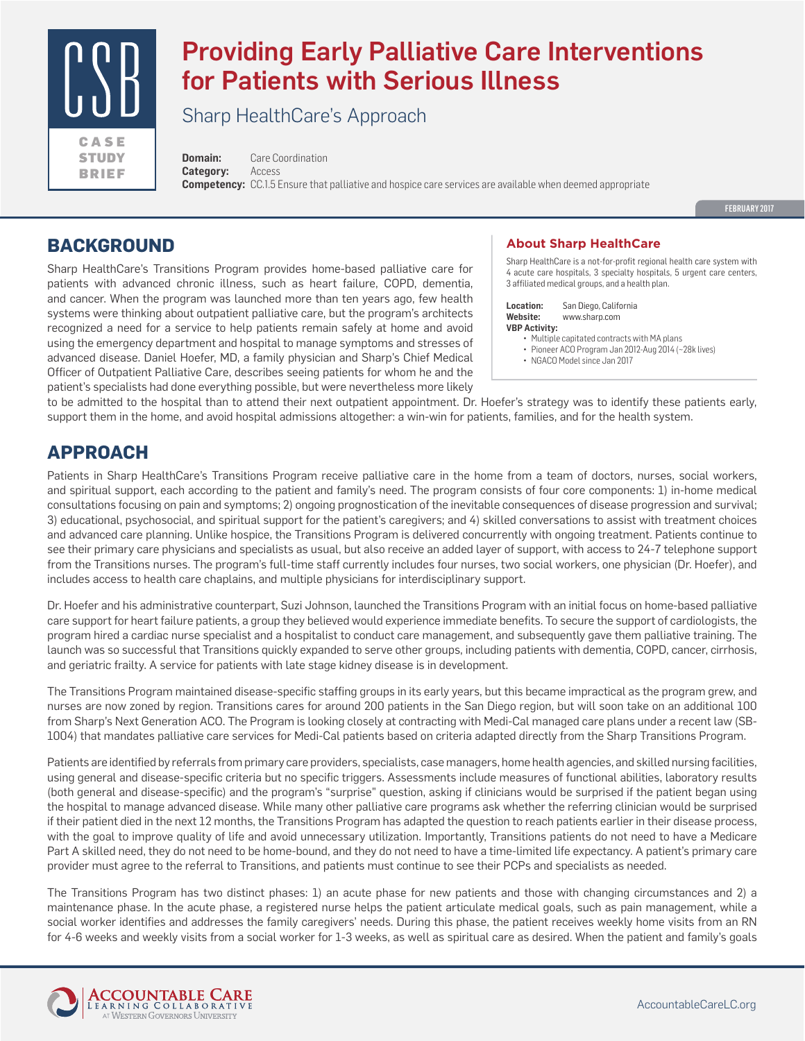# Providing Early Palliative Care Interventions for Patients with Serious Illness

## Sharp HealthCare's Approach

CSB CASE STUDY BRIEF

**Domain:** Care Coordination
**Category:** Access
**Competency:** CC.1.5 Ensure that palliative and hospice care services are available when deemed appropriate

FEBRUARY 2017

## BACKGROUND

Sharp HealthCare's Transitions Program provides home-based palliative care for patients with advanced chronic illness, such as heart failure, COPD, dementia, and cancer. When the program was launched more than ten years ago, few health systems were thinking about outpatient palliative care, but the program's architects recognized a need for a service to help patients remain safely at home and avoid using the emergency department and hospital to manage symptoms and stresses of advanced disease. Daniel Hoefer, MD, a family physician and Sharp's Chief Medical Officer of Outpatient Palliative Care, describes seeing patients for whom he and the patient's specialists had done everything possible, but were nevertheless more likely to be admitted to the hospital than to attend their next outpatient appointment. Dr. Hoefer's strategy was to identify these patients early, support them in the home, and avoid hospital admissions altogether: a win-win for patients, families, and for the health system.

### About Sharp HealthCare

Sharp HealthCare is a not-for-profit regional health care system with 4 acute care hospitals, 3 specialty hospitals, 5 urgent care centers, 3 affiliated medical groups, and a health plan.

**Location:** San Diego, California
**Website:** www.sharp.com
**VBP Activity:**
- Multiple capitated contracts with MA plans
- Pioneer ACO Program Jan 2012-Aug 2014 (~28k lives)
- NGACO Model since Jan 2017

## APPROACH

Patients in Sharp HealthCare's Transitions Program receive palliative care in the home from a team of doctors, nurses, social workers, and spiritual support, each according to the patient and family's need. The program consists of four core components: 1) in-home medical consultations focusing on pain and symptoms; 2) ongoing prognostication of the inevitable consequences of disease progression and survival; 3) educational, psychosocial, and spiritual support for the patient's caregivers; and 4) skilled conversations to assist with treatment choices and advanced care planning. Unlike hospice, the Transitions Program is delivered concurrently with ongoing treatment. Patients continue to see their primary care physicians and specialists as usual, but also receive an added layer of support, with access to 24-7 telephone support from the Transitions nurses. The program's full-time staff currently includes four nurses, two social workers, one physician (Dr. Hoefer), and includes access to health care chaplains, and multiple physicians for interdisciplinary support.

Dr. Hoefer and his administrative counterpart, Suzi Johnson, launched the Transitions Program with an initial focus on home-based palliative care support for heart failure patients, a group they believed would experience immediate benefits. To secure the support of cardiologists, the program hired a cardiac nurse specialist and a hospitalist to conduct care management, and subsequently gave them palliative training. The launch was so successful that Transitions quickly expanded to serve other groups, including patients with dementia, COPD, cancer, cirrhosis, and geriatric frailty. A service for patients with late stage kidney disease is in development.

The Transitions Program maintained disease-specific staffing groups in its early years, but this became impractical as the program grew, and nurses are now zoned by region. Transitions cares for around 200 patients in the San Diego region, but will soon take on an additional 100 from Sharp's Next Generation ACO. The Program is looking closely at contracting with Medi-Cal managed care plans under a recent law (SB-1004) that mandates palliative care services for Medi-Cal patients based on criteria adapted directly from the Sharp Transitions Program.

Patients are identified by referrals from primary care providers, specialists, case managers, home health agencies, and skilled nursing facilities, using general and disease-specific criteria but no specific triggers. Assessments include measures of functional abilities, laboratory results (both general and disease-specific) and the program's "surprise" question, asking if clinicians would be surprised if the patient began using the hospital to manage advanced disease. While many other palliative care programs ask whether the referring clinician would be surprised if their patient died in the next 12 months, the Transitions Program has adapted the question to reach patients earlier in their disease process, with the goal to improve quality of life and avoid unnecessary utilization. Importantly, Transitions patients do not need to have a Medicare Part A skilled need, they do not need to be home-bound, and they do not need to have a time-limited life expectancy. A patient's primary care provider must agree to the referral to Transitions, and patients must continue to see their PCPs and specialists as needed.

The Transitions Program has two distinct phases: 1) an acute phase for new patients and those with changing circumstances and 2) a maintenance phase. In the acute phase, a registered nurse helps the patient articulate medical goals, such as pain management, while a social worker identifies and addresses the family caregivers' needs. During this phase, the patient receives weekly home visits from an RN for 4-6 weeks and weekly visits from a social worker for 1-3 weeks, as well as spiritual care as desired. When the patient and family's goals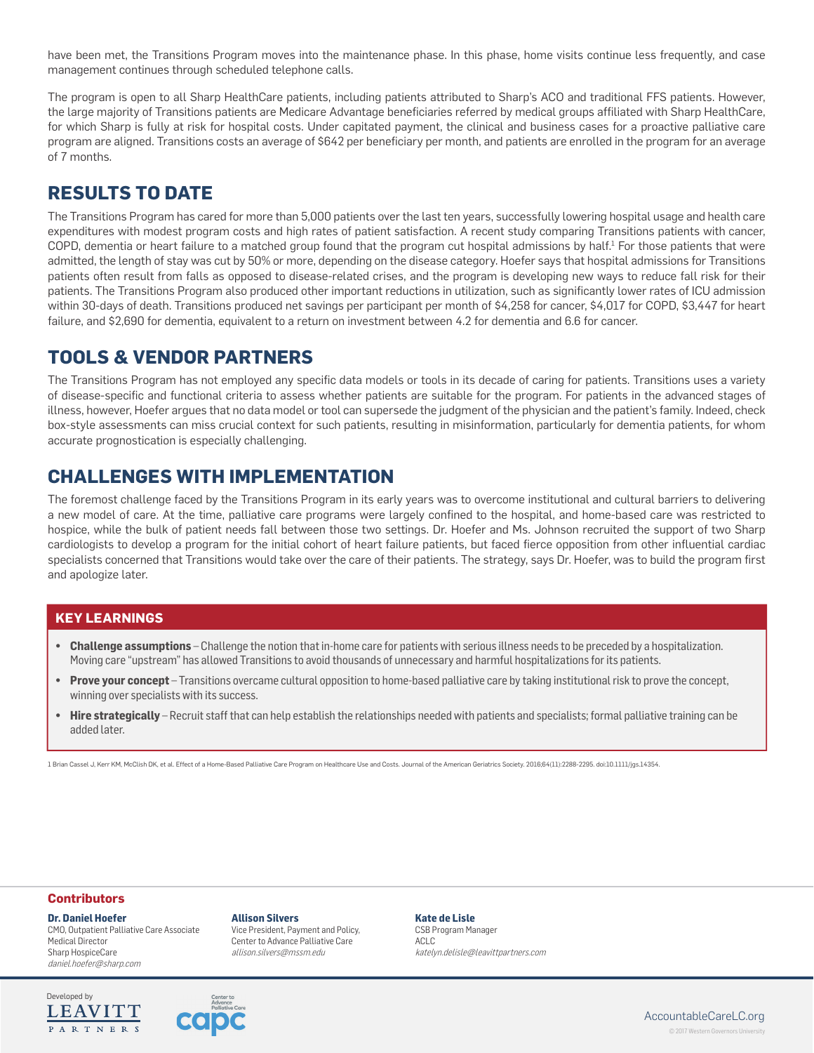have been met, the Transitions Program moves into the maintenance phase. In this phase, home visits continue less frequently, and case management continues through scheduled telephone calls.

The program is open to all Sharp HealthCare patients, including patients attributed to Sharp's ACO and traditional FFS patients. However, the large majority of Transitions patients are Medicare Advantage beneficiaries referred by medical groups affiliated with Sharp HealthCare, for which Sharp is fully at risk for hospital costs. Under capitated payment, the clinical and business cases for a proactive palliative care program are aligned. Transitions costs an average of $642 per beneficiary per month, and patients are enrolled in the program for an average of 7 months.

## RESULTS TO DATE

The Transitions Program has cared for more than 5,000 patients over the last ten years, successfully lowering hospital usage and health care expenditures with modest program costs and high rates of patient satisfaction. A recent study comparing Transitions patients with cancer, COPD, dementia or heart failure to a matched group found that the program cut hospital admissions by half.[1] For those patients that were admitted, the length of stay was cut by 50% or more, depending on the disease category. Hoefer says that hospital admissions for Transitions patients often result from falls as opposed to disease-related crises, and the program is developing new ways to reduce fall risk for their patients. The Transitions Program also produced other important reductions in utilization, such as significantly lower rates of ICU admission within 30-days of death. Transitions produced net savings per participant per month of $4,258 for cancer, $4,017 for COPD, $3,447 for heart failure, and $2,690 for dementia, equivalent to a return on investment between 4.2 for dementia and 6.6 for cancer.

## TOOLS & VENDOR PARTNERS

The Transitions Program has not employed any specific data models or tools in its decade of caring for patients. Transitions uses a variety of disease-specific and functional criteria to assess whether patients are suitable for the program. For patients in the advanced stages of illness, however, Hoefer argues that no data model or tool can supersede the judgment of the physician and the patient's family. Indeed, check box-style assessments can miss crucial context for such patients, resulting in misinformation, particularly for dementia patients, for whom accurate prognostication is especially challenging.

## CHALLENGES WITH IMPLEMENTATION

The foremost challenge faced by the Transitions Program in its early years was to overcome institutional and cultural barriers to delivering a new model of care. At the time, palliative care programs were largely confined to the hospital, and home-based care was restricted to hospice, while the bulk of patient needs fall between those two settings. Dr. Hoefer and Ms. Johnson recruited the support of two Sharp cardiologists to develop a program for the initial cohort of heart failure patients, but faced fierce opposition from other influential cardiac specialists concerned that Transitions would take over the care of their patients. The strategy, says Dr. Hoefer, was to build the program first and apologize later.

### KEY LEARNINGS

- **Challenge assumptions** – Challenge the notion that in-home care for patients with serious illness needs to be preceded by a hospitalization. Moving care "upstream" has allowed Transitions to avoid thousands of unnecessary and harmful hospitalizations for its patients.
- **Prove your concept** – Transitions overcame cultural opposition to home-based palliative care by taking institutional risk to prove the concept, winning over specialists with its success.
- **Hire strategically** – Recruit staff that can help establish the relationships needed with patients and specialists; formal palliative training can be added later.

1 Brian Cassel J, Kerr KM, McClish DK, et al. Effect of a Home-Based Palliative Care Program on Healthcare Use and Costs. Journal of the American Geriatrics Society. 2016;64(11):2288-2295. doi:10.1111/jgs.14354.

### Contributors

**Dr. Daniel Hoefer**
CMO, Outpatient Palliative Care Associate Medical Director
Sharp HospiceCare
*daniel.hoefer@sharp.com*

**Allison Silvers**
Vice President, Payment and Policy, Center to Advance Palliative Care
*allison.silvers@mssm.edu*

**Kate de Lisle**
CSB Program Manager
ACLC
*katelyn.delisle@leavittpartners.com*

Developed by LEAVITT PARTNERS

Center to Advance Palliative Care capc

AccountableCareLC.org

© 2017 Western Governors University